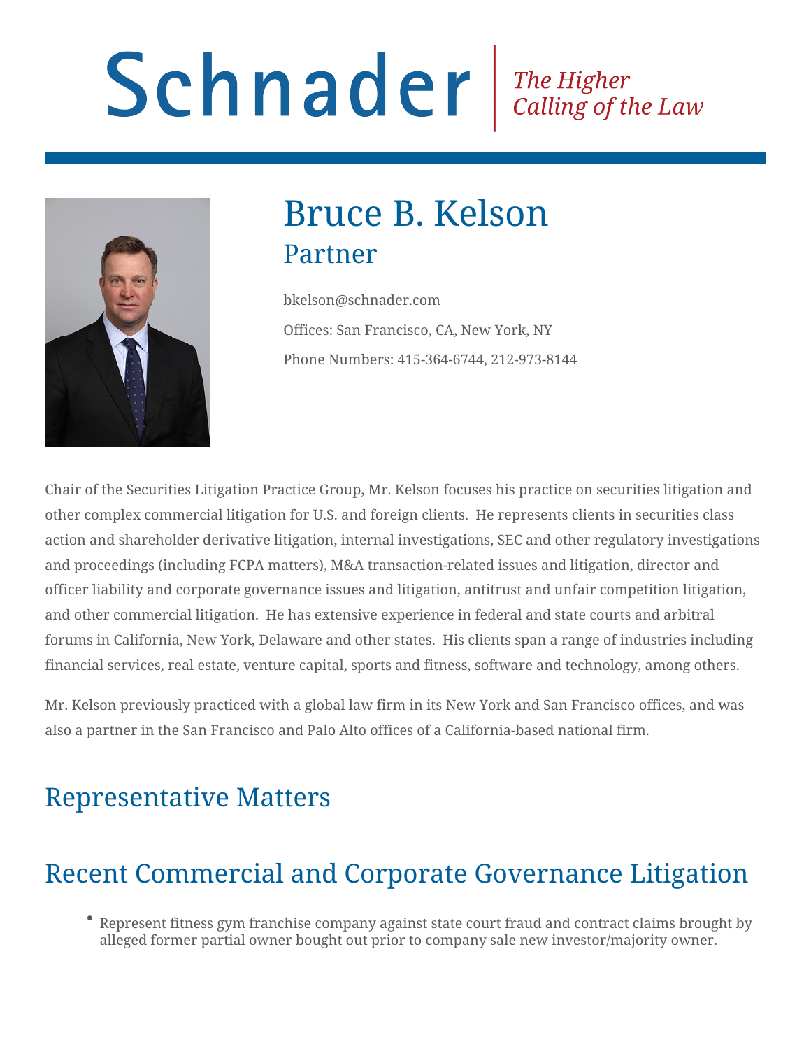Schnader | *The Higher Calling of the Law*

# Bruce B. Kelson

## Partner

bkelson@schnader.com

Offices: San Francisco, CA, New York, NY

Phone Numbers: 415-364-6744, 212-973-8144

Chair of the Securities Litigation Practice Group, Mr. Kelson focuses his practice on securities litigation and other complex commercial litigation for U.S. and foreign clients. He represents clients in securities class action and shareholder derivative litigation, internal investigations, SEC and other regulatory investigations and proceedings (including FCPA matters), M&A transaction-related issues and litigation, director and officer liability and corporate governance issues and litigation, antitrust and unfair competition litigation, and other commercial litigation. He has extensive experience in federal and state courts and arbitral forums in California, New York, Delaware and other states. His clients span a range of industries including financial services, real estate, venture capital, sports and fitness, software and technology, among others.

Mr. Kelson previously practiced with a global law firm in its New York and San Francisco offices, and was also a partner in the San Francisco and Palo Alto offices of a California-based national firm.

## Representative Matters

## Recent Commercial and Corporate Governance Litigation

- Represent fitness gym franchise company against state court fraud and contract claims brought by alleged former partial owner bought out prior to company sale new investor/majority owner.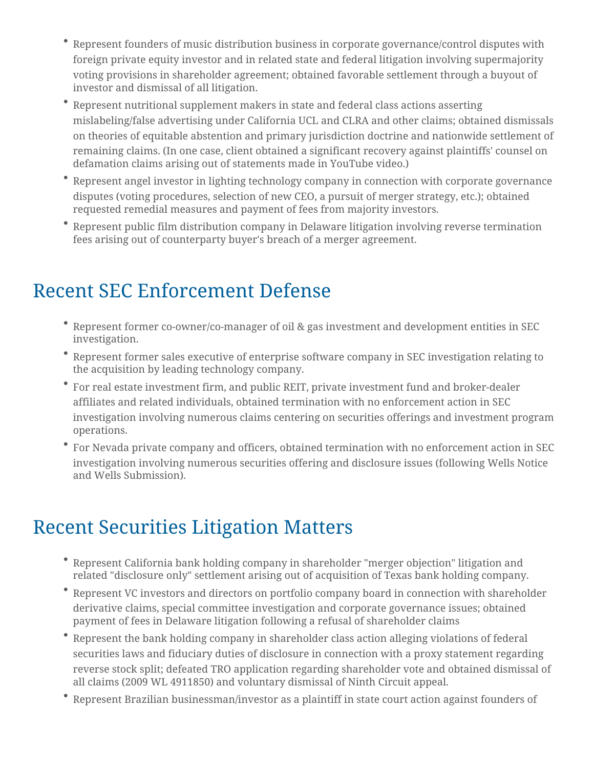- Represent founders of music distribution business in corporate governance/control disputes with foreign private equity investor and in related state and federal litigation involving supermajority voting provisions in shareholder agreement; obtained favorable settlement through a buyout of investor and dismissal of all litigation.
- Represent nutritional supplement makers in state and federal class actions asserting mislabeling/false advertising under California UCL and CLRA and other claims; obtained dismissals on theories of equitable abstention and primary jurisdiction doctrine and nationwide settlement of remaining claims. (In one case, client obtained a significant recovery against plaintiffs' counsel on defamation claims arising out of statements made in YouTube video.)
- Represent angel investor in lighting technology company in connection with corporate governance disputes (voting procedures, selection of new CEO, a pursuit of merger strategy, etc.); obtained requested remedial measures and payment of fees from majority investors.
- Represent public film distribution company in Delaware litigation involving reverse termination fees arising out of counterparty buyer's breach of a merger agreement.

## Recent SEC Enforcement Defense

- Represent former co-owner/co-manager of oil & gas investment and development entities in SEC investigation.
- Represent former sales executive of enterprise software company in SEC investigation relating to the acquisition by leading technology company.
- For real estate investment firm, and public REIT, private investment fund and broker-dealer affiliates and related individuals, obtained termination with no enforcement action in SEC investigation involving numerous claims centering on securities offerings and investment program operations.
- For Nevada private company and officers, obtained termination with no enforcement action in SEC investigation involving numerous securities offering and disclosure issues (following Wells Notice and Wells Submission).

## Recent Securities Litigation Matters

- Represent California bank holding company in shareholder "merger objection" litigation and related "disclosure only" settlement arising out of acquisition of Texas bank holding company.
- Represent VC investors and directors on portfolio company board in connection with shareholder derivative claims, special committee investigation and corporate governance issues; obtained payment of fees in Delaware litigation following a refusal of shareholder claims
- Represent the bank holding company in shareholder class action alleging violations of federal securities laws and fiduciary duties of disclosure in connection with a proxy statement regarding reverse stock split; defeated TRO application regarding shareholder vote and obtained dismissal of all claims (2009 WL 4911850) and voluntary dismissal of Ninth Circuit appeal.
- Represent Brazilian businessman/investor as a plaintiff in state court action against founders of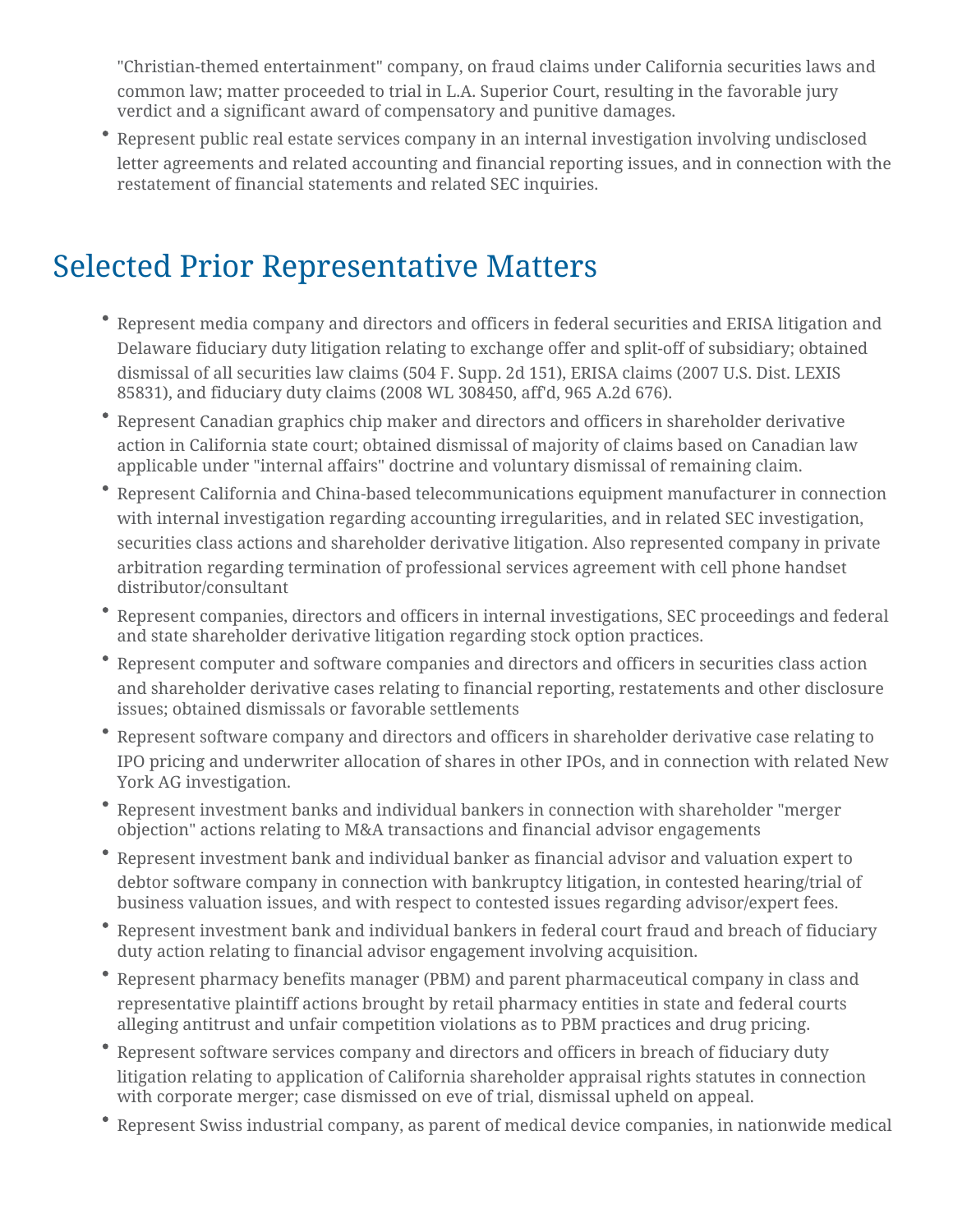"Christian-themed entertainment" company, on fraud claims under California securities laws and common law; matter proceeded to trial in L.A. Superior Court, resulting in the favorable jury verdict and a significant award of compensatory and punitive damages.

- Represent public real estate services company in an internal investigation involving undisclosed letter agreements and related accounting and financial reporting issues, and in connection with the restatement of financial statements and related SEC inquiries.

## Selected Prior Representative Matters

- Represent media company and directors and officers in federal securities and ERISA litigation and Delaware fiduciary duty litigation relating to exchange offer and split-off of subsidiary; obtained dismissal of all securities law claims (504 F. Supp. 2d 151), ERISA claims (2007 U.S. Dist. LEXIS 85831), and fiduciary duty claims (2008 WL 308450, aff'd, 965 A.2d 676).
- Represent Canadian graphics chip maker and directors and officers in shareholder derivative action in California state court; obtained dismissal of majority of claims based on Canadian law applicable under "internal affairs" doctrine and voluntary dismissal of remaining claim.
- Represent California and China-based telecommunications equipment manufacturer in connection with internal investigation regarding accounting irregularities, and in related SEC investigation, securities class actions and shareholder derivative litigation. Also represented company in private arbitration regarding termination of professional services agreement with cell phone handset distributor/consultant
- Represent companies, directors and officers in internal investigations, SEC proceedings and federal and state shareholder derivative litigation regarding stock option practices.
- Represent computer and software companies and directors and officers in securities class action and shareholder derivative cases relating to financial reporting, restatements and other disclosure issues; obtained dismissals or favorable settlements
- Represent software company and directors and officers in shareholder derivative case relating to IPO pricing and underwriter allocation of shares in other IPOs, and in connection with related New York AG investigation.
- Represent investment banks and individual bankers in connection with shareholder "merger objection" actions relating to M&A transactions and financial advisor engagements
- Represent investment bank and individual banker as financial advisor and valuation expert to debtor software company in connection with bankruptcy litigation, in contested hearing/trial of business valuation issues, and with respect to contested issues regarding advisor/expert fees.
- Represent investment bank and individual bankers in federal court fraud and breach of fiduciary duty action relating to financial advisor engagement involving acquisition.
- Represent pharmacy benefits manager (PBM) and parent pharmaceutical company in class and representative plaintiff actions brought by retail pharmacy entities in state and federal courts alleging antitrust and unfair competition violations as to PBM practices and drug pricing.
- Represent software services company and directors and officers in breach of fiduciary duty litigation relating to application of California shareholder appraisal rights statutes in connection with corporate merger; case dismissed on eve of trial, dismissal upheld on appeal.
- Represent Swiss industrial company, as parent of medical device companies, in nationwide medical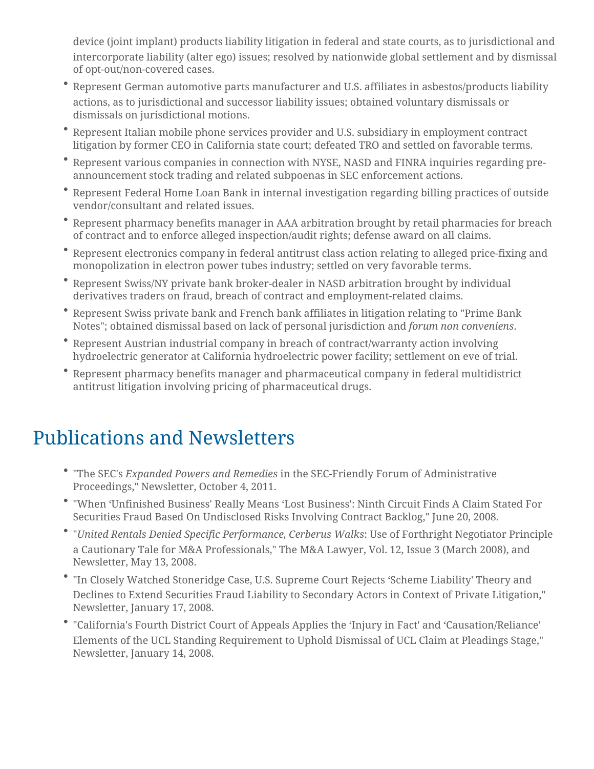device (joint implant) products liability litigation in federal and state courts, as to jurisdictional and intercorporate liability (alter ego) issues; resolved by nationwide global settlement and by dismissal of opt-out/non-covered cases.

- Represent German automotive parts manufacturer and U.S. affiliates in asbestos/products liability actions, as to jurisdictional and successor liability issues; obtained voluntary dismissals or dismissals on jurisdictional motions.
- Represent Italian mobile phone services provider and U.S. subsidiary in employment contract litigation by former CEO in California state court; defeated TRO and settled on favorable terms.
- Represent various companies in connection with NYSE, NASD and FINRA inquiries regarding pre-announcement stock trading and related subpoenas in SEC enforcement actions.
- Represent Federal Home Loan Bank in internal investigation regarding billing practices of outside vendor/consultant and related issues.
- Represent pharmacy benefits manager in AAA arbitration brought by retail pharmacies for breach of contract and to enforce alleged inspection/audit rights; defense award on all claims.
- Represent electronics company in federal antitrust class action relating to alleged price-fixing and monopolization in electron power tubes industry; settled on very favorable terms.
- Represent Swiss/NY private bank broker-dealer in NASD arbitration brought by individual derivatives traders on fraud, breach of contract and employment-related claims.
- Represent Swiss private bank and French bank affiliates in litigation relating to "Prime Bank Notes"; obtained dismissal based on lack of personal jurisdiction and *forum non conveniens*.
- Represent Austrian industrial company in breach of contract/warranty action involving hydroelectric generator at California hydroelectric power facility; settlement on eve of trial.
- Represent pharmacy benefits manager and pharmaceutical company in federal multidistrict antitrust litigation involving pricing of pharmaceutical drugs.

# Publications and Newsletters

- "The SEC's *Expanded Powers and Remedies* in the SEC-Friendly Forum of Administrative Proceedings," Newsletter, October 4, 2011.
- "When ‘Unfinished Business' Really Means ‘Lost Business': Ninth Circuit Finds A Claim Stated For Securities Fraud Based On Undisclosed Risks Involving Contract Backlog," June 20, 2008.
- "*United Rentals Denied Specific Performance, Cerberus Walks*: Use of Forthright Negotiator Principle a Cautionary Tale for M&A Professionals," The M&A Lawyer, Vol. 12, Issue 3 (March 2008), and Newsletter, May 13, 2008.
- "In Closely Watched Stoneridge Case, U.S. Supreme Court Rejects ‘Scheme Liability' Theory and Declines to Extend Securities Fraud Liability to Secondary Actors in Context of Private Litigation," Newsletter, January 17, 2008.
- "California's Fourth District Court of Appeals Applies the ‘Injury in Fact' and ‘Causation/Reliance' Elements of the UCL Standing Requirement to Uphold Dismissal of UCL Claim at Pleadings Stage," Newsletter, January 14, 2008.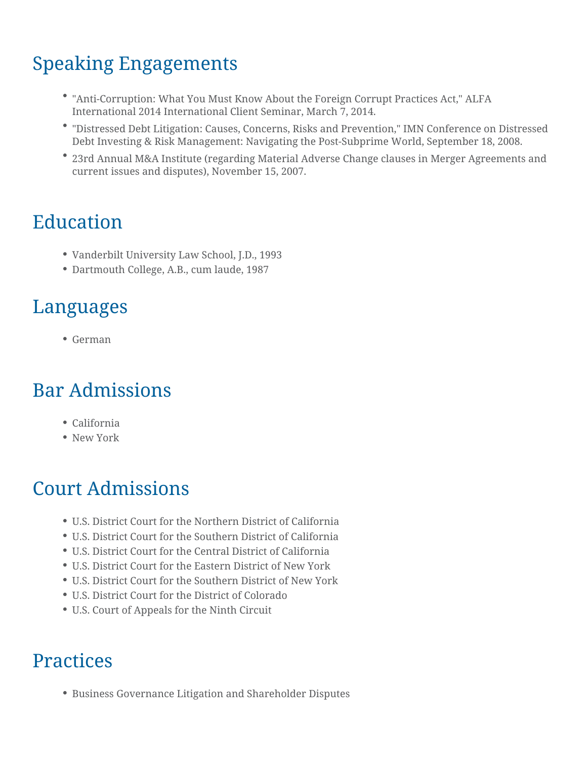## Speaking Engagements

- "Anti-Corruption: What You Must Know About the Foreign Corrupt Practices Act," ALFA International 2014 International Client Seminar, March 7, 2014.
- "Distressed Debt Litigation: Causes, Concerns, Risks and Prevention," IMN Conference on Distressed Debt Investing & Risk Management: Navigating the Post-Subprime World, September 18, 2008.
- 23rd Annual M&A Institute (regarding Material Adverse Change clauses in Merger Agreements and current issues and disputes), November 15, 2007.

## Education

- Vanderbilt University Law School, J.D., 1993
- Dartmouth College, A.B., cum laude, 1987

## Languages

- German

## Bar Admissions

- California
- New York

## Court Admissions

- U.S. District Court for the Northern District of California
- U.S. District Court for the Southern District of California
- U.S. District Court for the Central District of California
- U.S. District Court for the Eastern District of New York
- U.S. District Court for the Southern District of New York
- U.S. District Court for the District of Colorado
- U.S. Court of Appeals for the Ninth Circuit

## Practices

- Business Governance Litigation and Shareholder Disputes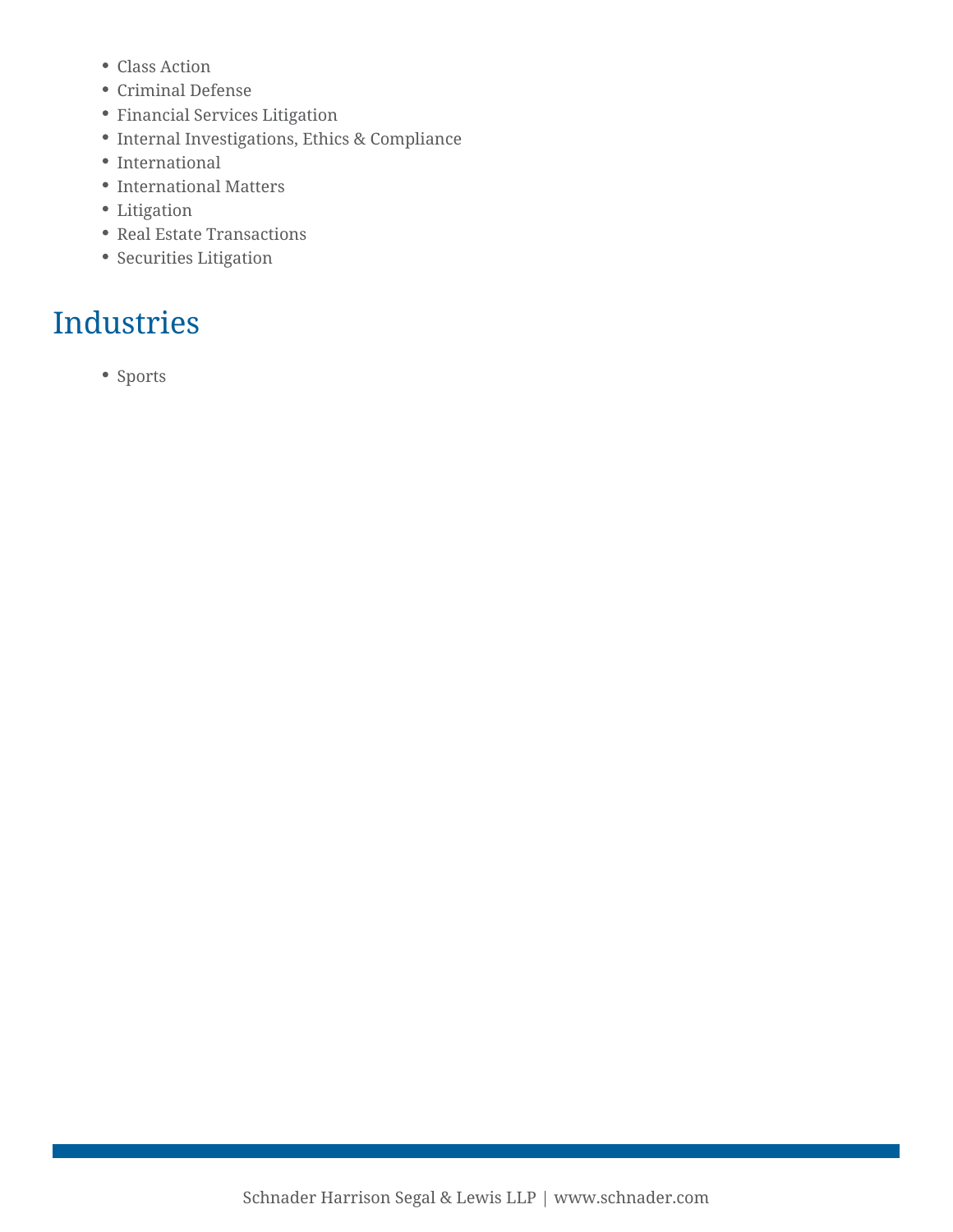- Class Action
- Criminal Defense
- Financial Services Litigation
- Internal Investigations, Ethics & Compliance
- International
- International Matters
- Litigation
- Real Estate Transactions
- Securities Litigation

## Industries

- Sports